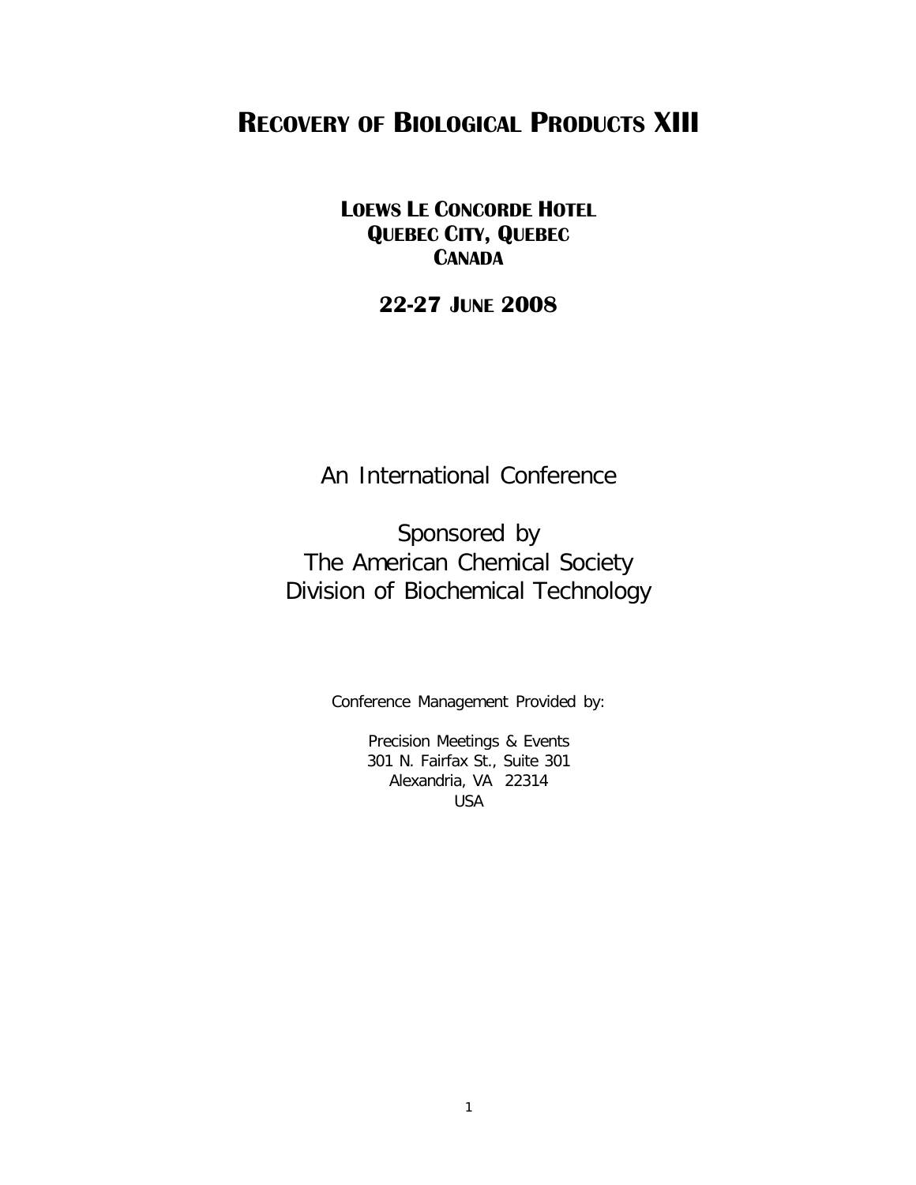# RECOVERY OF BIOLOGICAL PRODUCTS XIII

**LOEWS LE CONCORDE HOTEL**
**QUEBEC CITY, QUEBEC**
**CANADA**

**22-27 JUNE 2008**

An International Conference

Sponsored by
The American Chemical Society
Division of Biochemical Technology

Conference Management Provided by:

Precision Meetings & Events
301 N. Fairfax St., Suite 301
Alexandria, VA 22314
USA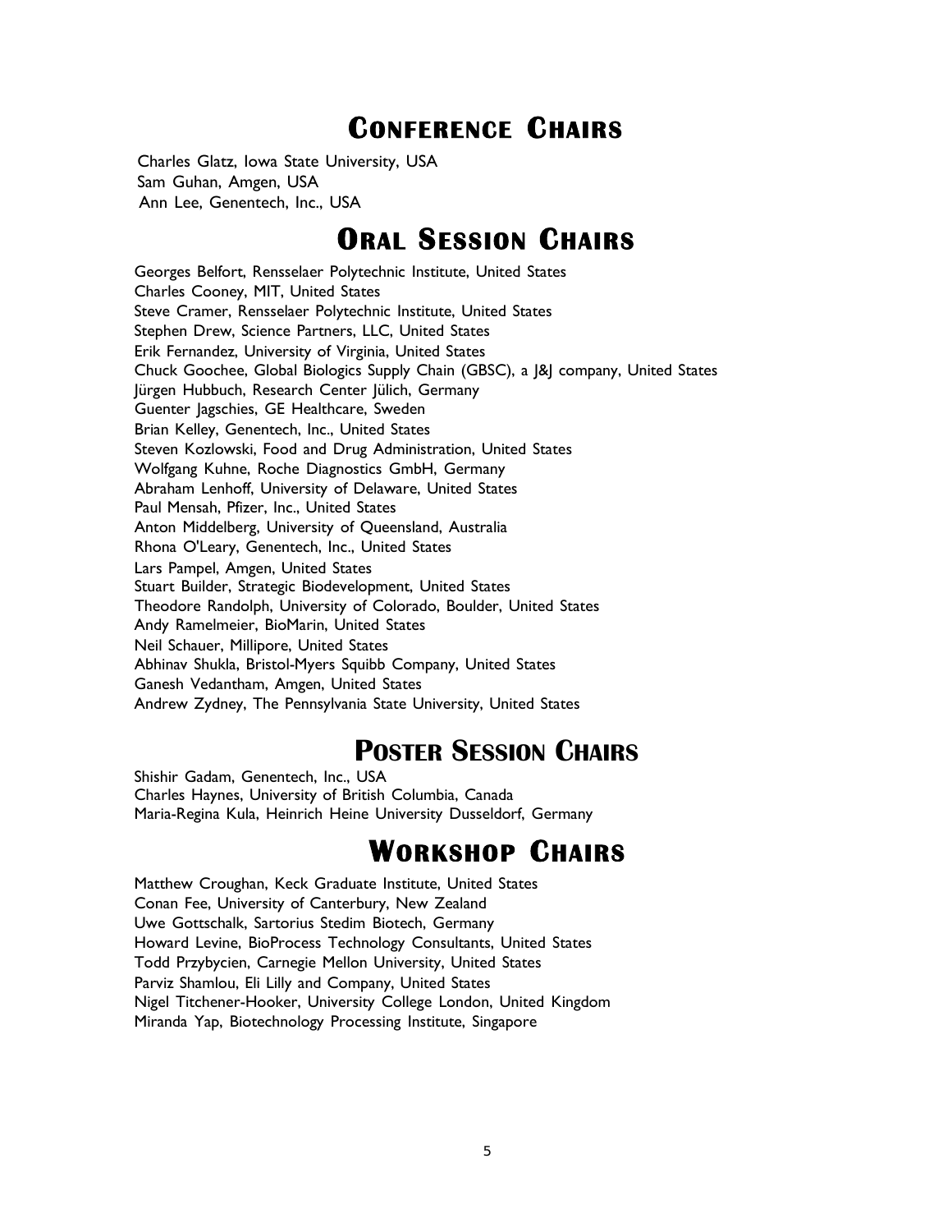## Conference Chairs

Charles Glatz, Iowa State University, USA
Sam Guhan, Amgen, USA
Ann Lee, Genentech, Inc., USA

## Oral Session Chairs

Georges Belfort, Rensselaer Polytechnic Institute, United States
Charles Cooney, MIT, United States
Steve Cramer, Rensselaer Polytechnic Institute, United States
Stephen Drew, Science Partners, LLC, United States
Erik Fernandez, University of Virginia, United States
Chuck Goochee, Global Biologics Supply Chain (GBSC), a J&J company, United States
Jürgen Hubbuch, Research Center Jülich, Germany
Guenter Jagschies, GE Healthcare, Sweden
Brian Kelley, Genentech, Inc., United States
Steven Kozlowski, Food and Drug Administration, United States
Wolfgang Kuhne, Roche Diagnostics GmbH, Germany
Abraham Lenhoff, University of Delaware, United States
Paul Mensah, Pfizer, Inc., United States
Anton Middelberg, University of Queensland, Australia
Rhona O'Leary, Genentech, Inc., United States
Lars Pampel, Amgen, United States
Stuart Builder, Strategic Biodevelopment, United States
Theodore Randolph, University of Colorado, Boulder, United States
Andy Ramelmeier, BioMarin, United States
Neil Schauer, Millipore, United States
Abhinav Shukla, Bristol-Myers Squibb Company, United States
Ganesh Vedantham, Amgen, United States
Andrew Zydney, The Pennsylvania State University, United States

## Poster Session Chairs

Shishir Gadam, Genentech, Inc., USA
Charles Haynes, University of British Columbia, Canada
Maria-Regina Kula, Heinrich Heine University Dusseldorf, Germany

## Workshop Chairs

Matthew Croughan, Keck Graduate Institute, United States
Conan Fee, University of Canterbury, New Zealand
Uwe Gottschalk, Sartorius Stedim Biotech, Germany
Howard Levine, BioProcess Technology Consultants, United States
Todd Przybycien, Carnegie Mellon University, United States
Parviz Shamlou, Eli Lilly and Company, United States
Nigel Titchener-Hooker, University College London, United Kingdom
Miranda Yap, Biotechnology Processing Institute, Singapore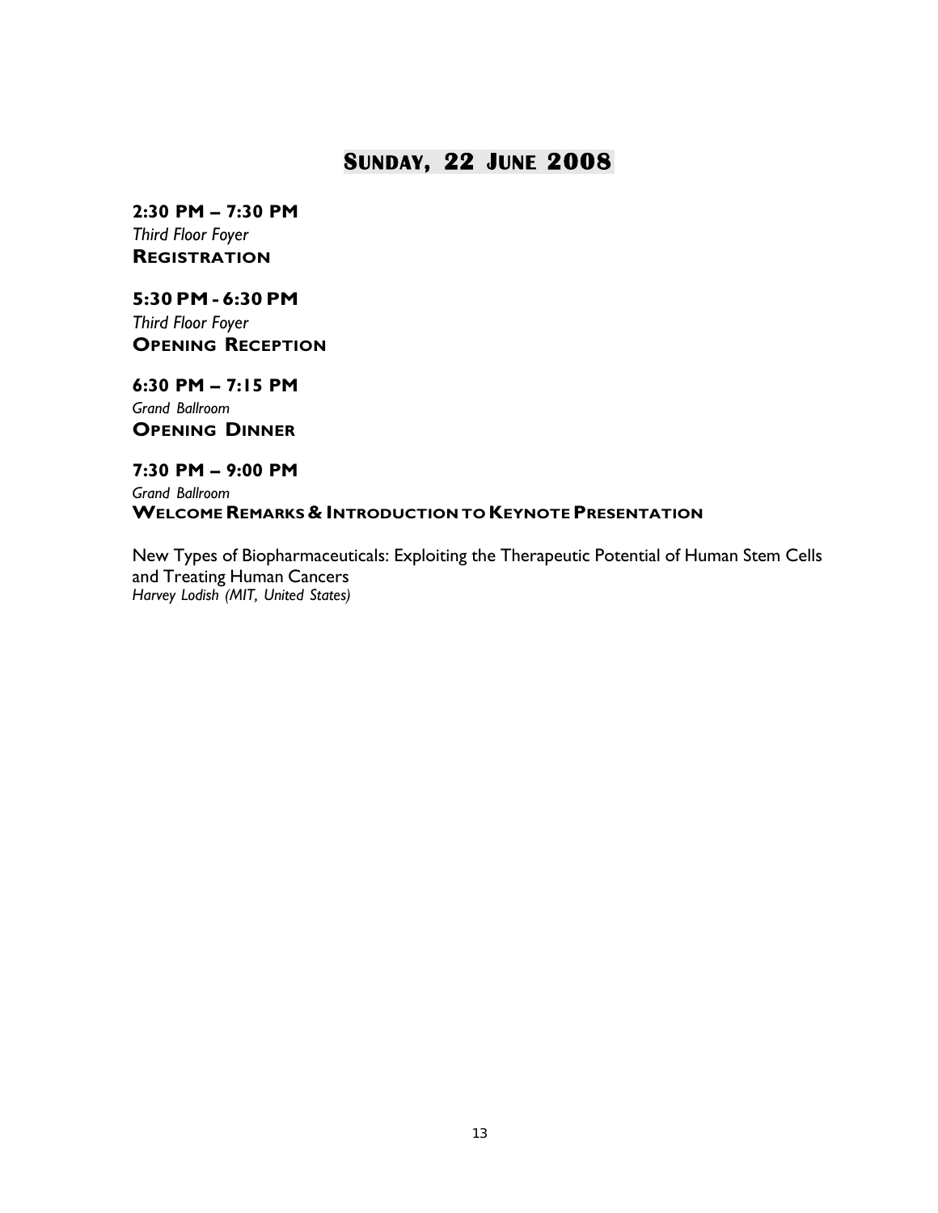# Sunday, 22 June 2008

**2:30 PM – 7:30 PM**
*Third Floor Foyer*
**Registration**

**5:30 PM - 6:30 PM**
*Third Floor Foyer*
**Opening Reception**

**6:30 PM – 7:15 PM**
*Grand Ballroom*
**Opening Dinner**

**7:30 PM – 9:00 PM**
*Grand Ballroom*
**Welcome Remarks & Introduction to Keynote Presentation**

New Types of Biopharmaceuticals: Exploiting the Therapeutic Potential of Human Stem Cells and Treating Human Cancers
*Harvey Lodish (MIT, United States)*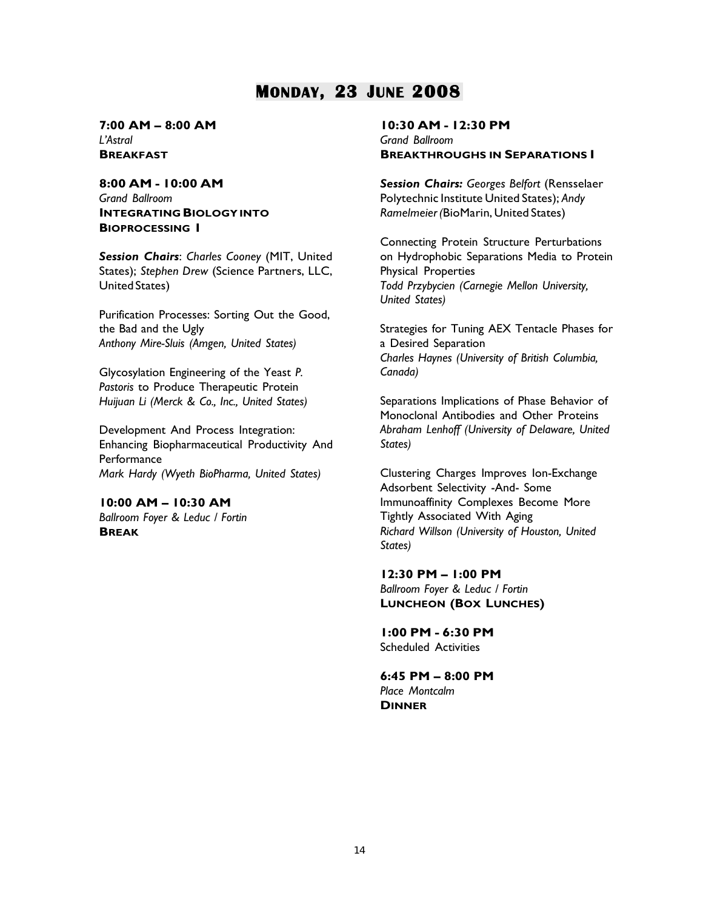# Monday, 23 June 2008

**7:00 AM – 8:00 AM**
*L'Astral*
**Breakfast**

**8:00 AM - 10:00 AM**
*Grand Ballroom*
**Integrating Biology into Bioprocessing I**

***Session Chairs***: *Charles Cooney* (MIT, United States); *Stephen Drew* (Science Partners, LLC, United States)

Purification Processes: Sorting Out the Good, the Bad and the Ugly
*Anthony Mire-Sluis (Amgen, United States)*

Glycosylation Engineering of the Yeast *P. Pastoris* to Produce Therapeutic Protein
*Huijuan Li (Merck & Co., Inc., United States)*

Development And Process Integration: Enhancing Biopharmaceutical Productivity And Performance
*Mark Hardy (Wyeth BioPharma, United States)*

**10:00 AM – 10:30 AM**
*Ballroom Foyer & Leduc / Fortin*
**Break**

**10:30 AM - 12:30 PM**
*Grand Ballroom*
**Breakthroughs in Separations I**

***Session Chairs:*** *Georges Belfort* (Rensselaer Polytechnic Institute United States); *Andy Ramelmeier* (BioMarin, United States)

Connecting Protein Structure Perturbations on Hydrophobic Separations Media to Protein Physical Properties
*Todd Przybycien (Carnegie Mellon University, United States)*

Strategies for Tuning AEX Tentacle Phases for a Desired Separation
*Charles Haynes (University of British Columbia, Canada)*

Separations Implications of Phase Behavior of Monoclonal Antibodies and Other Proteins
*Abraham Lenhoff (University of Delaware, United States)*

Clustering Charges Improves Ion-Exchange Adsorbent Selectivity -And- Some Immunoaffinity Complexes Become More Tightly Associated With Aging
*Richard Willson (University of Houston, United States)*

**12:30 PM – 1:00 PM**
*Ballroom Foyer & Leduc / Fortin*
**Luncheon (Box Lunches)**

**1:00 PM - 6:30 PM**
Scheduled Activities

**6:45 PM – 8:00 PM**
*Place Montcalm*
**Dinner**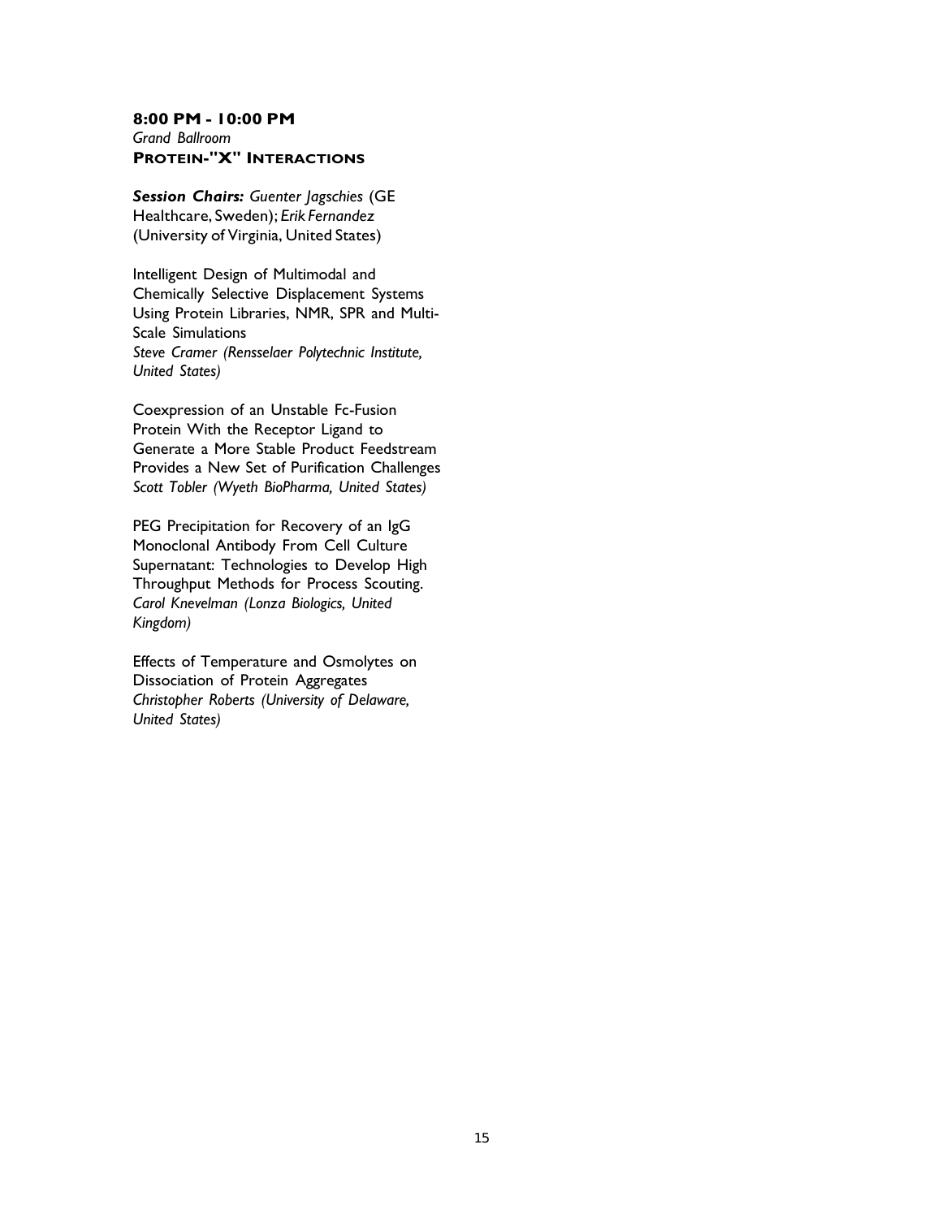**8:00 PM - 10:00 PM**
*Grand Ballroom*
**PROTEIN-"X" INTERACTIONS**

***Session Chairs:*** *Guenter Jagschies* (GE Healthcare, Sweden); *Erik Fernandez* (University of Virginia, United States)

Intelligent Design of Multimodal and Chemically Selective Displacement Systems Using Protein Libraries, NMR, SPR and Multi-Scale Simulations
*Steve Cramer (Rensselaer Polytechnic Institute, United States)*

Coexpression of an Unstable Fc-Fusion Protein With the Receptor Ligand to Generate a More Stable Product Feedstream Provides a New Set of Purification Challenges
*Scott Tobler (Wyeth BioPharma, United States)*

PEG Precipitation for Recovery of an IgG Monoclonal Antibody From Cell Culture Supernatant: Technologies to Develop High Throughput Methods for Process Scouting.
*Carol Knevelman (Lonza Biologics, United Kingdom)*

Effects of Temperature and Osmolytes on Dissociation of Protein Aggregates
*Christopher Roberts (University of Delaware, United States)*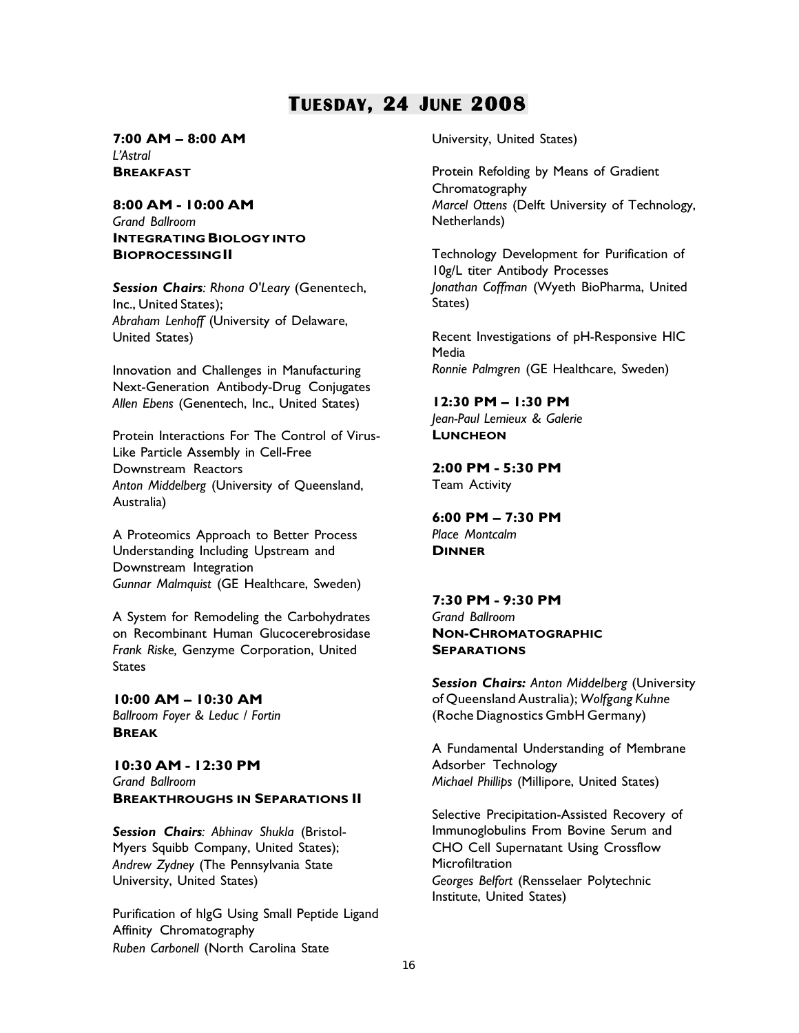# Tuesday, 24 June 2008

**7:00 AM – 8:00 AM**
*L'Astral*
**Breakfast**

**8:00 AM - 10:00 AM**
*Grand Ballroom*
**Integrating Biology into Bioprocessing II**

***Session Chairs**: Rhona O'Leary* (Genentech, Inc., United States); *Abraham Lenhoff* (University of Delaware, United States)

Innovation and Challenges in Manufacturing Next-Generation Antibody-Drug Conjugates
*Allen Ebens* (Genentech, Inc., United States)

Protein Interactions For The Control of Virus-Like Particle Assembly in Cell-Free Downstream Reactors
*Anton Middelberg* (University of Queensland, Australia)

A Proteomics Approach to Better Process Understanding Including Upstream and Downstream Integration
*Gunnar Malmquist* (GE Healthcare, Sweden)

A System for Remodeling the Carbohydrates on Recombinant Human Glucocerebrosidase
*Frank Riske,* Genzyme Corporation, United States

**10:00 AM – 10:30 AM**
*Ballroom Foyer & Leduc / Fortin*
**Break**

**10:30 AM - 12:30 PM**
*Grand Ballroom*
**Breakthroughs in Separations II**

***Session Chairs**: Abhinav Shukla* (Bristol-Myers Squibb Company, United States); *Andrew Zydney* (The Pennsylvania State University, United States)

Purification of hIgG Using Small Peptide Ligand Affinity Chromatography
*Ruben Carbonell* (North Carolina State University, United States)

Protein Refolding by Means of Gradient Chromatography
*Marcel Ottens* (Delft University of Technology, Netherlands)

Technology Development for Purification of 10g/L titer Antibody Processes
*Jonathan Coffman* (Wyeth BioPharma, United States)

Recent Investigations of pH-Responsive HIC Media
*Ronnie Palmgren* (GE Healthcare, Sweden)

**12:30 PM – 1:30 PM**
*Jean-Paul Lemieux & Galerie*
**Luncheon**

**2:00 PM - 5:30 PM**
Team Activity

**6:00 PM – 7:30 PM**
*Place Montcalm*
**Dinner**

**7:30 PM - 9:30 PM**
*Grand Ballroom*
**Non-Chromatographic Separations**

***Session Chairs:** Anton Middelberg* (University of Queensland Australia); *Wolfgang Kuhne* (Roche Diagnostics GmbH Germany)

A Fundamental Understanding of Membrane Adsorber Technology
*Michael Phillips* (Millipore, United States)

Selective Precipitation-Assisted Recovery of Immunoglobulins From Bovine Serum and CHO Cell Supernatant Using Crossflow Microfiltration
*Georges Belfort* (Rensselaer Polytechnic Institute, United States)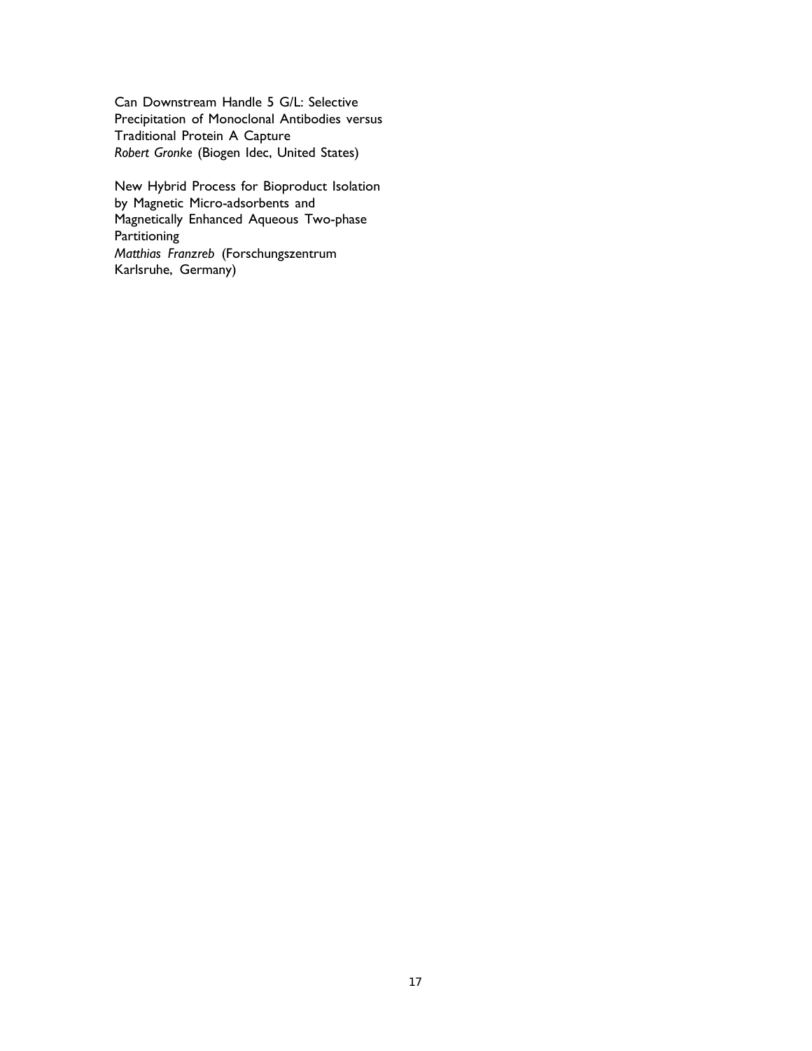Can Downstream Handle 5 G/L: Selective Precipitation of Monoclonal Antibodies versus Traditional Protein A Capture
*Robert Gronke* (Biogen Idec, United States)

New Hybrid Process for Bioproduct Isolation by Magnetic Micro-adsorbents and Magnetically Enhanced Aqueous Two-phase Partitioning
*Matthias Franzreb* (Forschungszentrum Karlsruhe, Germany)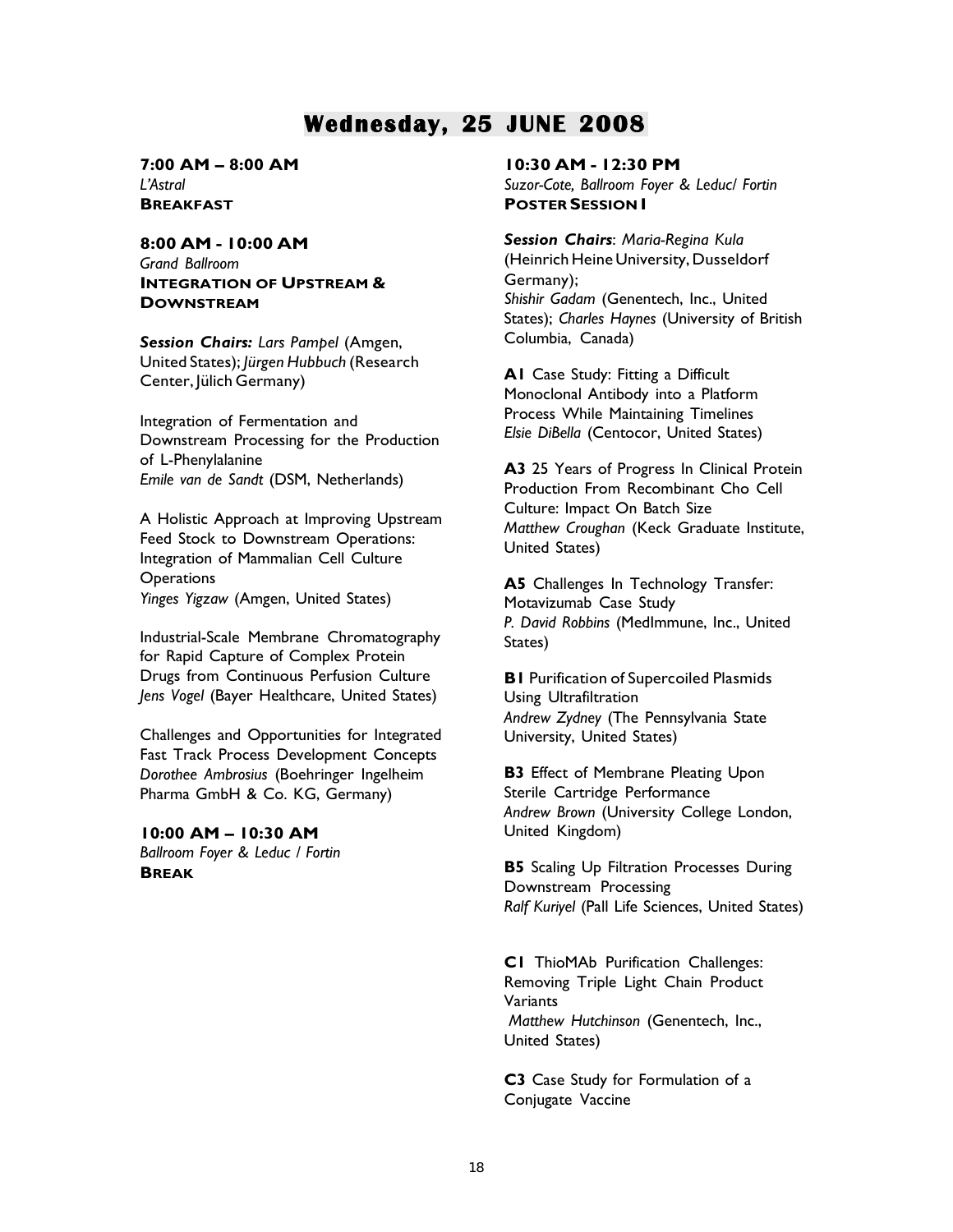# Wednesday, 25 JUNE 2008

**7:00 AM – 8:00 AM**
*L'Astral*
**BREAKFAST**

**8:00 AM - 10:00 AM**
*Grand Ballroom*
**INTEGRATION OF UPSTREAM & DOWNSTREAM**

***Session Chairs:*** *Lars Pampel* (Amgen, United States); *Jürgen Hubbuch* (Research Center, Jülich Germany)

Integration of Fermentation and Downstream Processing for the Production of L-Phenylalanine
*Emile van de Sandt* (DSM, Netherlands)

A Holistic Approach at Improving Upstream Feed Stock to Downstream Operations: Integration of Mammalian Cell Culture Operations
*Yinges Yigzaw* (Amgen, United States)

Industrial-Scale Membrane Chromatography for Rapid Capture of Complex Protein Drugs from Continuous Perfusion Culture
*Jens Vogel* (Bayer Healthcare, United States)

Challenges and Opportunities for Integrated Fast Track Process Development Concepts
*Dorothee Ambrosius* (Boehringer Ingelheim Pharma GmbH & Co. KG, Germany)

**10:00 AM – 10:30 AM**
*Ballroom Foyer & Leduc / Fortin*
**BREAK**

**10:30 AM - 12:30 PM**
*Suzor-Cote, Ballroom Foyer & Leduc/ Fortin*
**POSTER SESSION I**

***Session Chairs***: *Maria-Regina Kula* (Heinrich Heine University, Dusseldorf Germany); *Shishir Gadam* (Genentech, Inc., United States); *Charles Haynes* (University of British Columbia, Canada)

**A1** Case Study: Fitting a Difficult Monoclonal Antibody into a Platform Process While Maintaining Timelines
*Elsie DiBella* (Centocor, United States)

**A3** 25 Years of Progress In Clinical Protein Production From Recombinant Cho Cell Culture: Impact On Batch Size
*Matthew Croughan* (Keck Graduate Institute, United States)

**A5** Challenges In Technology Transfer: Motavizumab Case Study
*P. David Robbins* (MedImmune, Inc., United States)

**B1** Purification of Supercoiled Plasmids Using Ultrafiltration
*Andrew Zydney* (The Pennsylvania State University, United States)

**B3** Effect of Membrane Pleating Upon Sterile Cartridge Performance
*Andrew Brown* (University College London, United Kingdom)

**B5** Scaling Up Filtration Processes During Downstream Processing
*Ralf Kuriyel* (Pall Life Sciences, United States)

**C1** ThioMAb Purification Challenges: Removing Triple Light Chain Product Variants
*Matthew Hutchinson* (Genentech, Inc., United States)

**C3** Case Study for Formulation of a Conjugate Vaccine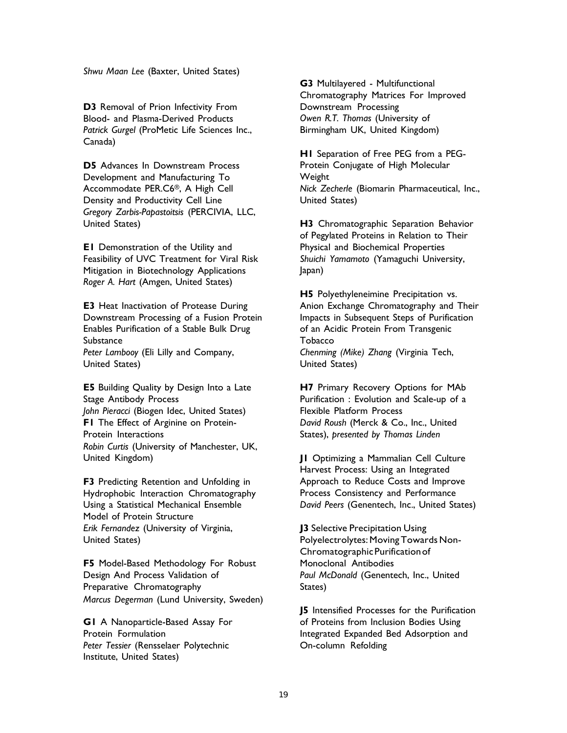*Shwu Maan Lee* (Baxter, United States)

**D3** Removal of Prion Infectivity From Blood- and Plasma-Derived Products
*Patrick Gurgel* (ProMetic Life Sciences Inc., Canada)

**D5** Advances In Downstream Process Development and Manufacturing To Accommodate PER.C6®, A High Cell Density and Productivity Cell Line
*Gregory Zarbis-Papastoitsis* (PERCIVIA, LLC, United States)

**E1** Demonstration of the Utility and Feasibility of UVC Treatment for Viral Risk Mitigation in Biotechnology Applications
*Roger A. Hart* (Amgen, United States)

**E3** Heat Inactivation of Protease During Downstream Processing of a Fusion Protein Enables Purification of a Stable Bulk Drug Substance
*Peter Lambooy* (Eli Lilly and Company, United States)

**E5** Building Quality by Design Into a Late Stage Antibody Process
*John Pieracci* (Biogen Idec, United States)

**F1** The Effect of Arginine on Protein-Protein Interactions
*Robin Curtis* (University of Manchester, UK, United Kingdom)

**F3** Predicting Retention and Unfolding in Hydrophobic Interaction Chromatography Using a Statistical Mechanical Ensemble Model of Protein Structure
*Erik Fernandez* (University of Virginia, United States)

**F5** Model-Based Methodology For Robust Design And Process Validation of Preparative Chromatography
*Marcus Degerman* (Lund University, Sweden)

**G1** A Nanoparticle-Based Assay For Protein Formulation
*Peter Tessier* (Rensselaer Polytechnic Institute, United States)

**G3** Multilayered - Multifunctional Chromatography Matrices For Improved Downstream Processing
*Owen R.T. Thomas* (University of Birmingham UK, United Kingdom)

**H1** Separation of Free PEG from a PEG-Protein Conjugate of High Molecular Weight
*Nick Zecherle* (Biomarin Pharmaceutical, Inc., United States)

**H3** Chromatographic Separation Behavior of Pegylated Proteins in Relation to Their Physical and Biochemical Properties
*Shuichi Yamamoto* (Yamaguchi University, Japan)

**H5** Polyethyleneimine Precipitation vs. Anion Exchange Chromatography and Their Impacts in Subsequent Steps of Purification of an Acidic Protein From Transgenic Tobacco
*Chenming (Mike) Zhang* (Virginia Tech, United States)

**H7** Primary Recovery Options for MAb Purification : Evolution and Scale-up of a Flexible Platform Process
*David Roush* (Merck & Co., Inc., United States), *presented by Thomas Linden*

**J1** Optimizing a Mammalian Cell Culture Harvest Process: Using an Integrated Approach to Reduce Costs and Improve Process Consistency and Performance
*David Peers* (Genentech, Inc., United States)

**J3** Selective Precipitation Using Polyelectrolytes: Moving Towards Non-Chromatographic Purification of Monoclonal Antibodies
*Paul McDonald* (Genentech, Inc., United States)

**J5** Intensified Processes for the Purification of Proteins from Inclusion Bodies Using Integrated Expanded Bed Adsorption and On-column Refolding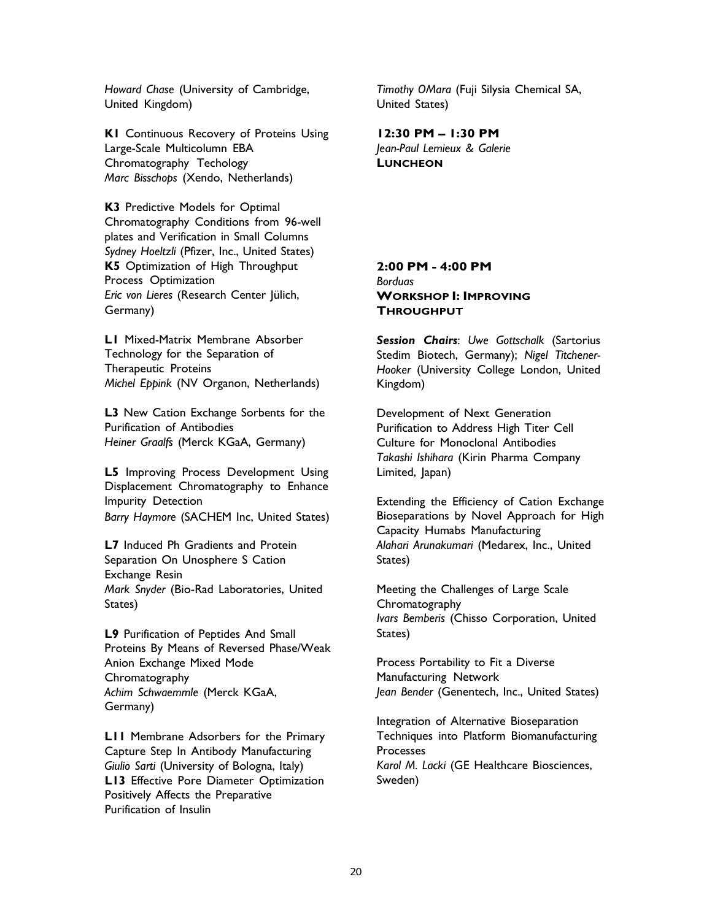*Howard Chase* (University of Cambridge, United Kingdom)

**K1** Continuous Recovery of Proteins Using Large-Scale Multicolumn EBA Chromatography Techology
*Marc Bisschops* (Xendo, Netherlands)

**K3** Predictive Models for Optimal Chromatography Conditions from 96-well plates and Verification in Small Columns
*Sydney Hoeltzli* (Pfizer, Inc., United States)

**K5** Optimization of High Throughput Process Optimization
*Eric von Lieres* (Research Center Jülich, Germany)

**L1** Mixed-Matrix Membrane Absorber Technology for the Separation of Therapeutic Proteins
*Michel Eppink* (NV Organon, Netherlands)

**L3** New Cation Exchange Sorbents for the Purification of Antibodies
*Heiner Graalfs* (Merck KGaA, Germany)

**L5** Improving Process Development Using Displacement Chromatography to Enhance Impurity Detection
*Barry Haymore* (SACHEM Inc, United States)

**L7** Induced Ph Gradients and Protein Separation On Unosphere S Cation Exchange Resin
*Mark Snyder* (Bio-Rad Laboratories, United States)

**L9** Purification of Peptides And Small Proteins By Means of Reversed Phase/Weak Anion Exchange Mixed Mode Chromatography
*Achim Schwaemmle* (Merck KGaA, Germany)

**L11** Membrane Adsorbers for the Primary Capture Step In Antibody Manufacturing
*Giulio Sarti* (University of Bologna, Italy)

**L13** Effective Pore Diameter Optimization Positively Affects the Preparative Purification of Insulin
*Timothy OMara* (Fuji Silysia Chemical SA, United States)

**12:30 PM – 1:30 PM**
*Jean-Paul Lemieux & Galerie*
**LUNCHEON**

**2:00 PM - 4:00 PM**
*Borduas*
**WORKSHOP I: IMPROVING THROUGHPUT**

***Session Chairs***: *Uwe Gottschalk* (Sartorius Stedim Biotech, Germany); *Nigel Titchener-Hooker* (University College London, United Kingdom)

Development of Next Generation Purification to Address High Titer Cell Culture for Monoclonal Antibodies
*Takashi Ishihara* (Kirin Pharma Company Limited, Japan)

Extending the Efficiency of Cation Exchange Bioseparations by Novel Approach for High Capacity Humabs Manufacturing
*Alahari Arunakumari* (Medarex, Inc., United States)

Meeting the Challenges of Large Scale Chromatography
*Ivars Bemberis* (Chisso Corporation, United States)

Process Portability to Fit a Diverse Manufacturing Network
*Jean Bender* (Genentech, Inc., United States)

Integration of Alternative Bioseparation Techniques into Platform Biomanufacturing Processes
*Karol M. Lacki* (GE Healthcare Biosciences, Sweden)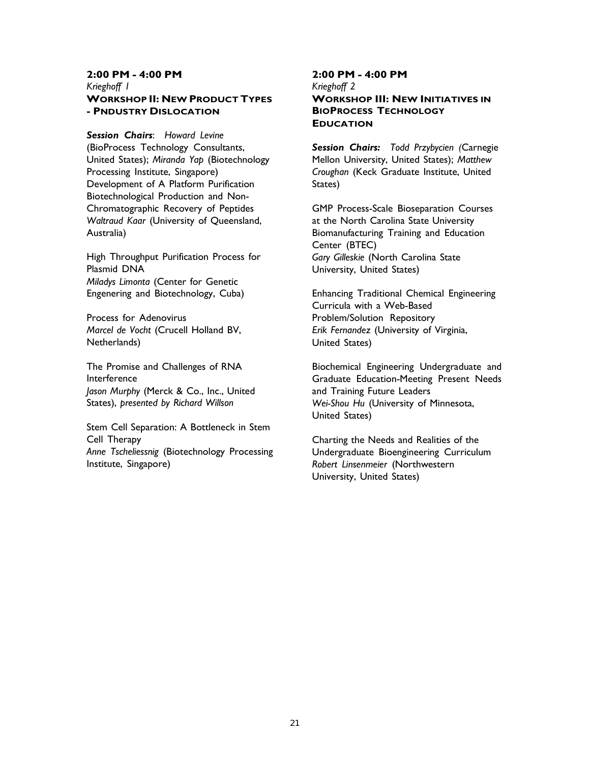**2:00 PM - 4:00 PM**
*Krieghoff 1*
**WORKSHOP II: NEW PRODUCT TYPES - PNDUSTRY DISLOCATION**

***Session Chairs***: *Howard Levine* (BioProcess Technology Consultants, United States); *Miranda Yap* (Biotechnology Processing Institute, Singapore)
Development of A Platform Purification Biotechnological Production and Non-Chromatographic Recovery of Peptides
*Waltraud Kaar* (University of Queensland, Australia)

High Throughput Purification Process for Plasmid DNA
*Miladys Limonta* (Center for Genetic Engenering and Biotechnology, Cuba)

Process for Adenovirus
*Marcel de Vocht* (Crucell Holland BV, Netherlands)

The Promise and Challenges of RNA Interference
*Jason Murphy* (Merck & Co., Inc., United States), *presented by Richard Willson*

Stem Cell Separation: A Bottleneck in Stem Cell Therapy
*Anne Tscheliessnig* (Biotechnology Processing Institute, Singapore)

**2:00 PM - 4:00 PM**
*Krieghoff 2*
**WORKSHOP III: NEW INITIATIVES IN BIOPROCESS TECHNOLOGY EDUCATION**

***Session Chairs:*** *Todd Przybycien (*Carnegie Mellon University, United States); *Matthew Croughan* (Keck Graduate Institute, United States)

GMP Process-Scale Bioseparation Courses at the North Carolina State University Biomanufacturing Training and Education Center (BTEC)
*Gary Gilleskie* (North Carolina State University, United States)

Enhancing Traditional Chemical Engineering Curricula with a Web-Based Problem/Solution Repository
*Erik Fernandez* (University of Virginia, United States)

Biochemical Engineering Undergraduate and Graduate Education-Meeting Present Needs and Training Future Leaders
*Wei-Shou Hu* (University of Minnesota, United States)

Charting the Needs and Realities of the Undergraduate Bioengineering Curriculum
*Robert Linsenmeier* (Northwestern University, United States)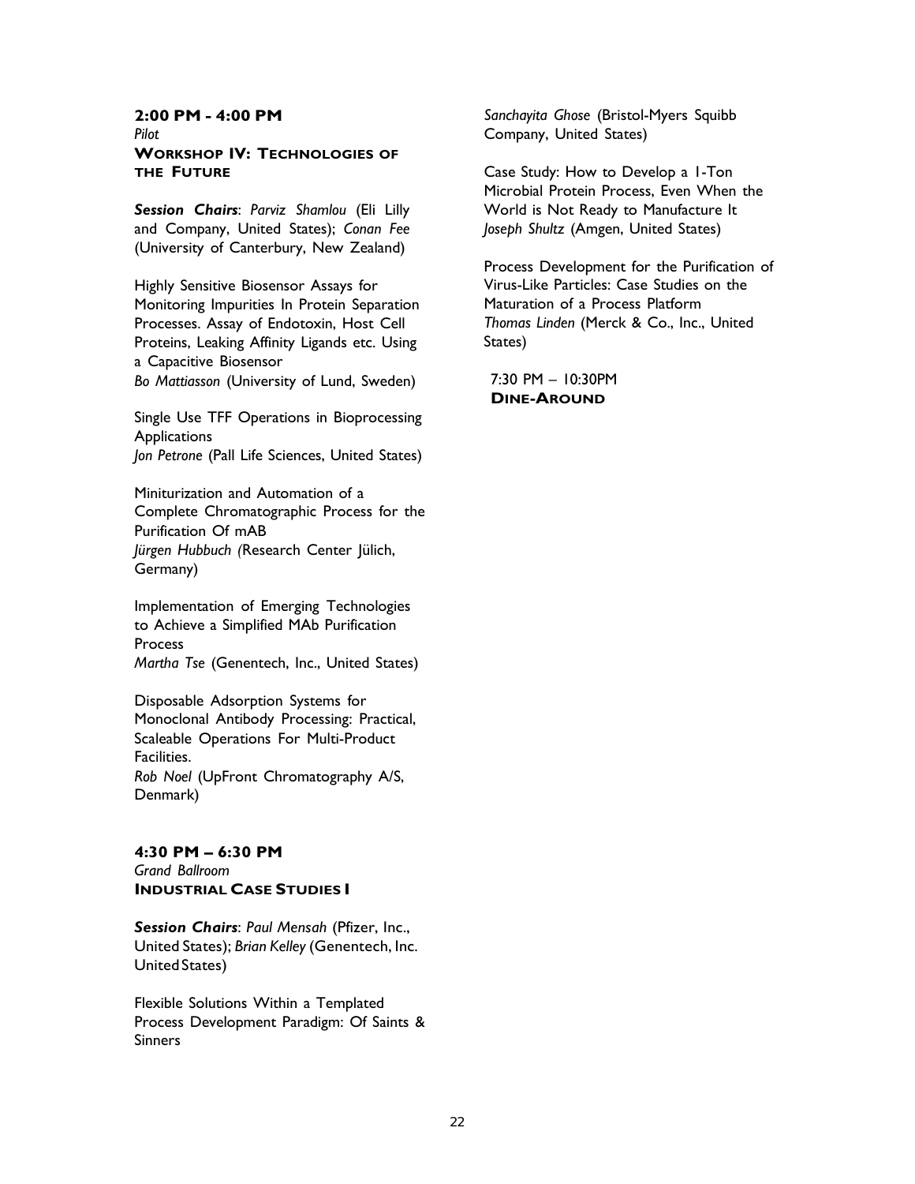**2:00 PM - 4:00 PM**
*Pilot*
**WORKSHOP IV: TECHNOLOGIES OF THE FUTURE**

***Session Chairs***: *Parviz Shamlou* (Eli Lilly and Company, United States); *Conan Fee* (University of Canterbury, New Zealand)

Highly Sensitive Biosensor Assays for Monitoring Impurities In Protein Separation Processes. Assay of Endotoxin, Host Cell Proteins, Leaking Affinity Ligands etc. Using a Capacitive Biosensor
*Bo Mattiasson* (University of Lund, Sweden)

Single Use TFF Operations in Bioprocessing Applications
*Jon Petrone* (Pall Life Sciences, United States)

Miniturization and Automation of a Complete Chromatographic Process for the Purification Of mAB
*Jürgen Hubbuch* (Research Center Jülich, Germany)

Implementation of Emerging Technologies to Achieve a Simplified MAb Purification Process
*Martha Tse* (Genentech, Inc., United States)

Disposable Adsorption Systems for Monoclonal Antibody Processing: Practical, Scaleable Operations For Multi-Product Facilities.
*Rob Noel* (UpFront Chromatography A/S, Denmark)

**4:30 PM – 6:30 PM**
*Grand Ballroom*
**INDUSTRIAL CASE STUDIES I**

***Session Chairs***: *Paul Mensah* (Pfizer, Inc., United States); *Brian Kelley* (Genentech, Inc. United States)

Flexible Solutions Within a Templated Process Development Paradigm: Of Saints & Sinners
*Sanchayita Ghose* (Bristol-Myers Squibb Company, United States)

Case Study: How to Develop a 1-Ton Microbial Protein Process, Even When the World is Not Ready to Manufacture It
*Joseph Shultz* (Amgen, United States)

Process Development for the Purification of Virus-Like Particles: Case Studies on the Maturation of a Process Platform
*Thomas Linden* (Merck & Co., Inc., United States)

7:30 PM – 10:30PM
**DINE-AROUND**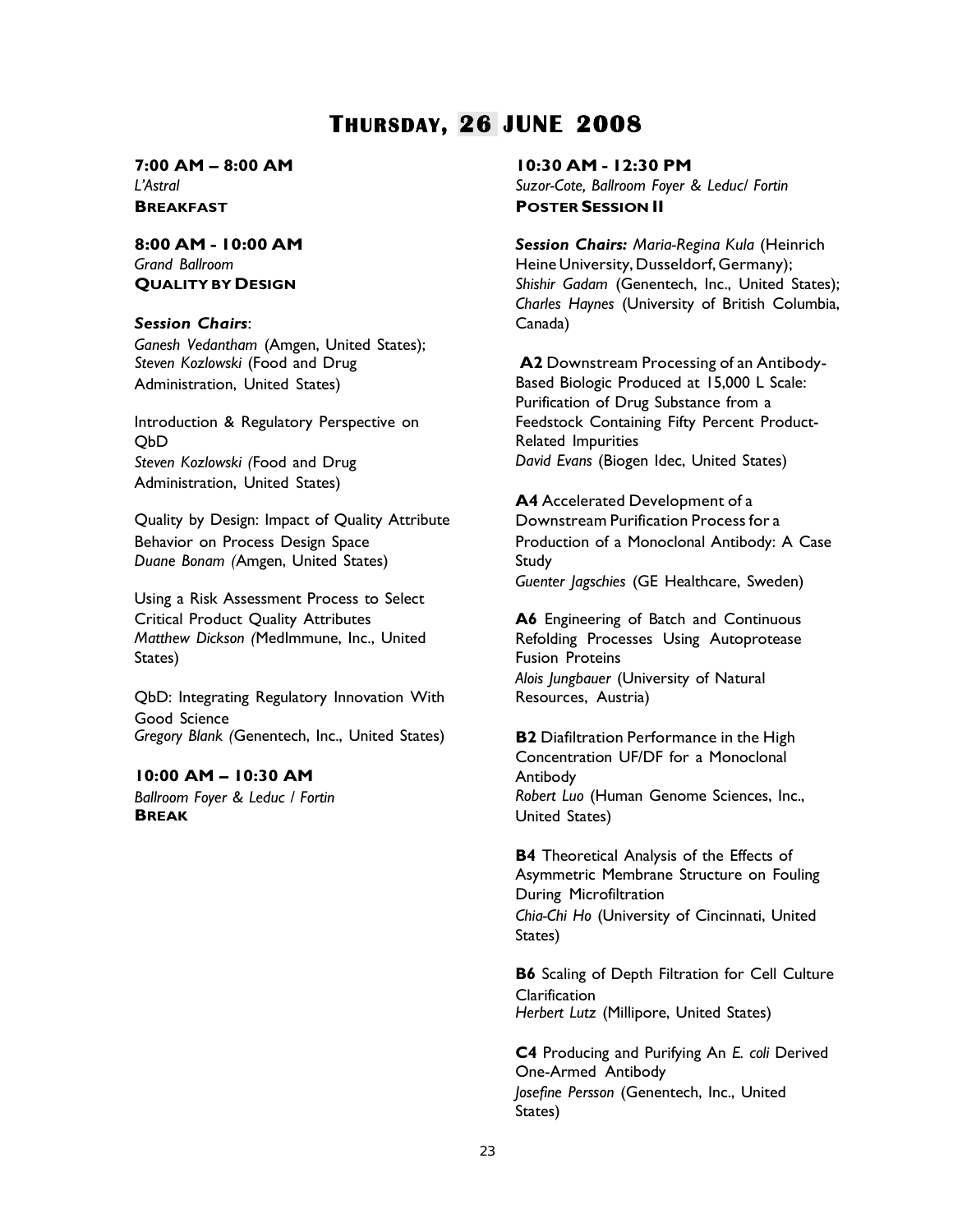# THURSDAY, 26 JUNE 2008

**7:00 AM – 8:00 AM**
*L'Astral*
**BREAKFAST**

**8:00 AM - 10:00 AM**
*Grand Ballroom*
**QUALITY BY DESIGN**

***Session Chairs***:
*Ganesh Vedantham* (Amgen, United States); *Steven Kozlowski* (Food and Drug Administration, United States)

Introduction & Regulatory Perspective on QbD
*Steven Kozlowski (*Food and Drug Administration, United States)

Quality by Design: Impact of Quality Attribute Behavior on Process Design Space
*Duane Bonam (*Amgen, United States)

Using a Risk Assessment Process to Select Critical Product Quality Attributes
*Matthew Dickson (*MedImmune, Inc., United States)

QbD: Integrating Regulatory Innovation With Good Science
*Gregory Blank (*Genentech, Inc., United States)

**10:00 AM – 10:30 AM**
*Ballroom Foyer & Leduc / Fortin*
**BREAK**

**10:30 AM - 12:30 PM**
*Suzor-Cote, Ballroom Foyer & Leduc/ Fortin*
**POSTER SESSION II**

***Session Chairs:*** *Maria-Regina Kula* (Heinrich Heine University, Dusseldorf, Germany); *Shishir Gadam* (Genentech, Inc., United States); *Charles Haynes* (University of British Columbia, Canada)

**A2** Downstream Processing of an Antibody-Based Biologic Produced at 15,000 L Scale: Purification of Drug Substance from a Feedstock Containing Fifty Percent Product-Related Impurities
*David Evans* (Biogen Idec, United States)

**A4** Accelerated Development of a Downstream Purification Process for a Production of a Monoclonal Antibody: A Case Study
*Guenter Jagschies* (GE Healthcare, Sweden)

**A6** Engineering of Batch and Continuous Refolding Processes Using Autoprotease Fusion Proteins
*Alois Jungbauer* (University of Natural Resources, Austria)

**B2** Diafiltration Performance in the High Concentration UF/DF for a Monoclonal Antibody
*Robert Luo* (Human Genome Sciences, Inc., United States)

**B4** Theoretical Analysis of the Effects of Asymmetric Membrane Structure on Fouling During Microfiltration
*Chia-Chi Ho* (University of Cincinnati, United States)

**B6** Scaling of Depth Filtration for Cell Culture Clarification
*Herbert Lutz* (Millipore, United States)

**C4** Producing and Purifying An *E. coli* Derived One-Armed Antibody
*Josefine Persson* (Genentech, Inc., United States)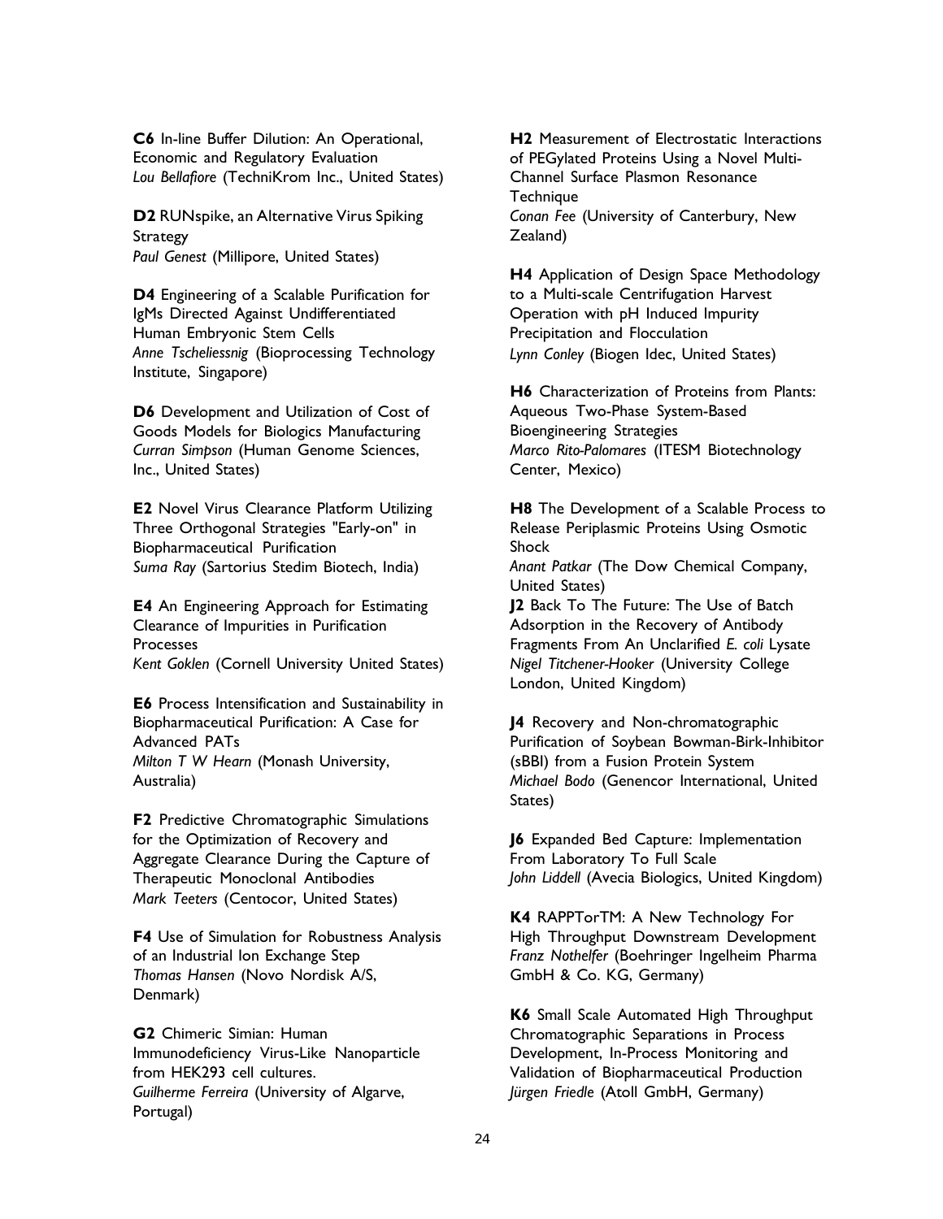**C6** In-line Buffer Dilution: An Operational, Economic and Regulatory Evaluation
*Lou Bellafiore* (TechniKrom Inc., United States)

**D2** RUNspike, an Alternative Virus Spiking Strategy
*Paul Genest* (Millipore, United States)

**D4** Engineering of a Scalable Purification for IgMs Directed Against Undifferentiated Human Embryonic Stem Cells
*Anne Tscheliessnig* (Bioprocessing Technology Institute, Singapore)

**D6** Development and Utilization of Cost of Goods Models for Biologics Manufacturing
*Curran Simpson* (Human Genome Sciences, Inc., United States)

**E2** Novel Virus Clearance Platform Utilizing Three Orthogonal Strategies "Early-on" in Biopharmaceutical Purification
*Suma Ray* (Sartorius Stedim Biotech, India)

**E4** An Engineering Approach for Estimating Clearance of Impurities in Purification Processes
*Kent Goklen* (Cornell University United States)

**E6** Process Intensification and Sustainability in Biopharmaceutical Purification: A Case for Advanced PATs
*Milton T W Hearn* (Monash University, Australia)

**F2** Predictive Chromatographic Simulations for the Optimization of Recovery and Aggregate Clearance During the Capture of Therapeutic Monoclonal Antibodies
*Mark Teeters* (Centocor, United States)

**F4** Use of Simulation for Robustness Analysis of an Industrial Ion Exchange Step
*Thomas Hansen* (Novo Nordisk A/S, Denmark)

**G2** Chimeric Simian: Human Immunodeficiency Virus-Like Nanoparticle from HEK293 cell cultures.
*Guilherme Ferreira* (University of Algarve, Portugal)

**H2** Measurement of Electrostatic Interactions of PEGylated Proteins Using a Novel Multi-Channel Surface Plasmon Resonance Technique
*Conan Fee* (University of Canterbury, New Zealand)

**H4** Application of Design Space Methodology to a Multi-scale Centrifugation Harvest Operation with pH Induced Impurity Precipitation and Flocculation
*Lynn Conley* (Biogen Idec, United States)

**H6** Characterization of Proteins from Plants: Aqueous Two-Phase System-Based Bioengineering Strategies
*Marco Rito-Palomares* (ITESM Biotechnology Center, Mexico)

**H8** The Development of a Scalable Process to Release Periplasmic Proteins Using Osmotic Shock
*Anant Patkar* (The Dow Chemical Company, United States)

**J2** Back To The Future: The Use of Batch Adsorption in the Recovery of Antibody Fragments From An Unclarified *E. coli* Lysate
*Nigel Titchener-Hooker* (University College London, United Kingdom)

**J4** Recovery and Non-chromatographic Purification of Soybean Bowman-Birk-Inhibitor (sBBI) from a Fusion Protein System
*Michael Bodo* (Genencor International, United States)

**J6** Expanded Bed Capture: Implementation From Laboratory To Full Scale
*John Liddell* (Avecia Biologics, United Kingdom)

**K4** RAPPTorTM: A New Technology For High Throughput Downstream Development
*Franz Nothelfer* (Boehringer Ingelheim Pharma GmbH & Co. KG, Germany)

**K6** Small Scale Automated High Throughput Chromatographic Separations in Process Development, In-Process Monitoring and Validation of Biopharmaceutical Production
*Jürgen Friedle* (Atoll GmbH, Germany)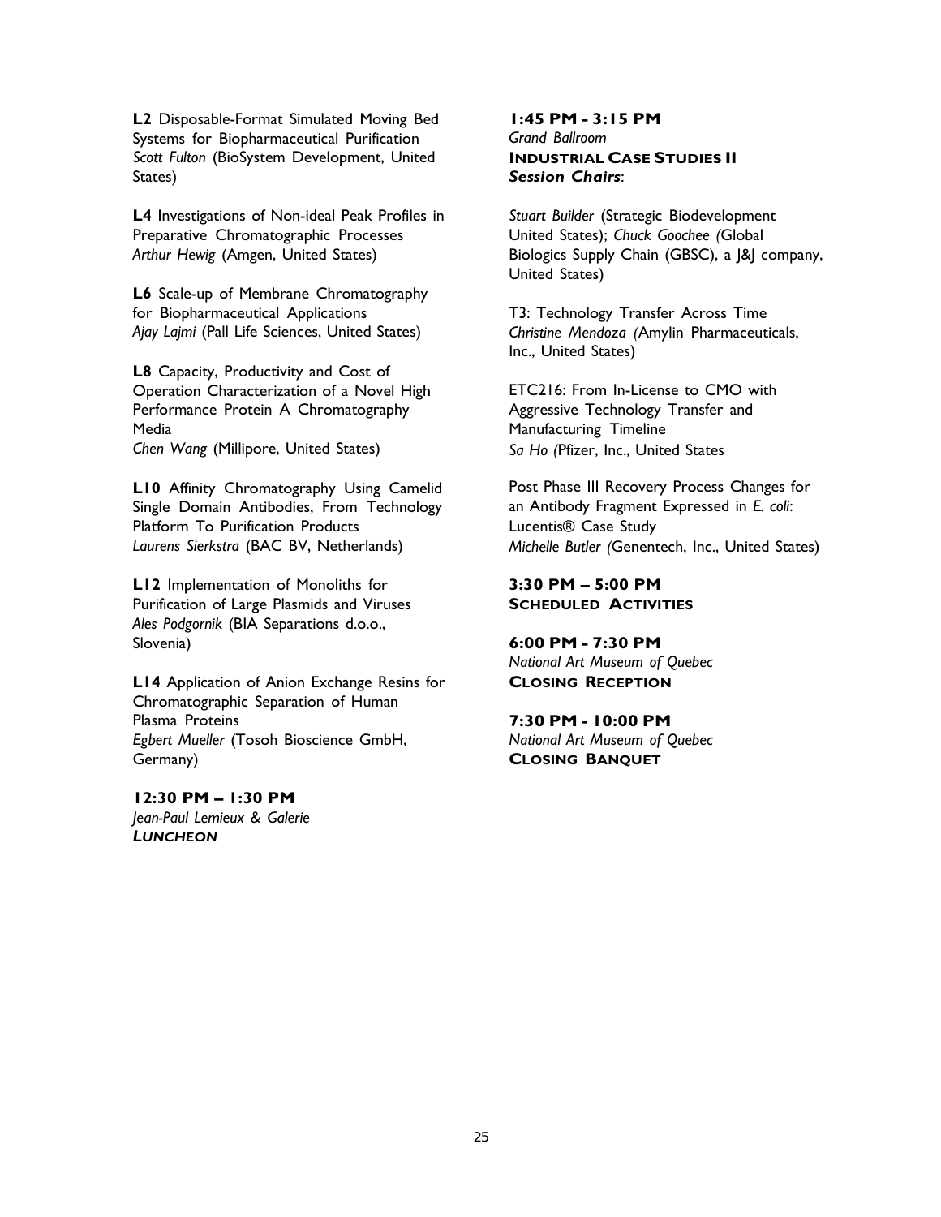**L2** Disposable-Format Simulated Moving Bed Systems for Biopharmaceutical Purification
*Scott Fulton* (BioSystem Development, United States)

**L4** Investigations of Non-ideal Peak Profiles in Preparative Chromatographic Processes
*Arthur Hewig* (Amgen, United States)

**L6** Scale-up of Membrane Chromatography for Biopharmaceutical Applications
*Ajay Lajmi* (Pall Life Sciences, United States)

**L8** Capacity, Productivity and Cost of Operation Characterization of a Novel High Performance Protein A Chromatography Media
*Chen Wang* (Millipore, United States)

**L10** Affinity Chromatography Using Camelid Single Domain Antibodies, From Technology Platform To Purification Products
*Laurens Sierkstra* (BAC BV, Netherlands)

**L12** Implementation of Monoliths for Purification of Large Plasmids and Viruses
*Ales Podgornik* (BIA Separations d.o.o., Slovenia)

**L14** Application of Anion Exchange Resins for Chromatographic Separation of Human Plasma Proteins
*Egbert Mueller* (Tosoh Bioscience GmbH, Germany)

**12:30 PM – 1:30 PM**
*Jean-Paul Lemieux & Galerie*
***LUNCHEON***

**1:45 PM - 3:15 PM**
*Grand Ballroom*
**INDUSTRIAL CASE STUDIES II**
***Session Chairs***:

*Stuart Builder* (Strategic Biodevelopment United States); *Chuck Goochee (*Global Biologics Supply Chain (GBSC), a J&J company, United States)

T3: Technology Transfer Across Time
*Christine Mendoza (*Amylin Pharmaceuticals, Inc., United States)

ETC216: From In-License to CMO with Aggressive Technology Transfer and Manufacturing Timeline
*Sa Ho (*Pfizer, Inc., United States

Post Phase III Recovery Process Changes for an Antibody Fragment Expressed in *E. coli*: Lucentis® Case Study
*Michelle Butler (*Genentech, Inc., United States)

**3:30 PM – 5:00 PM**
**SCHEDULED ACTIVITIES**

**6:00 PM - 7:30 PM**
*National Art Museum of Quebec*
**CLOSING RECEPTION**

**7:30 PM - 10:00 PM**
*National Art Museum of Quebec*
**CLOSING BANQUET**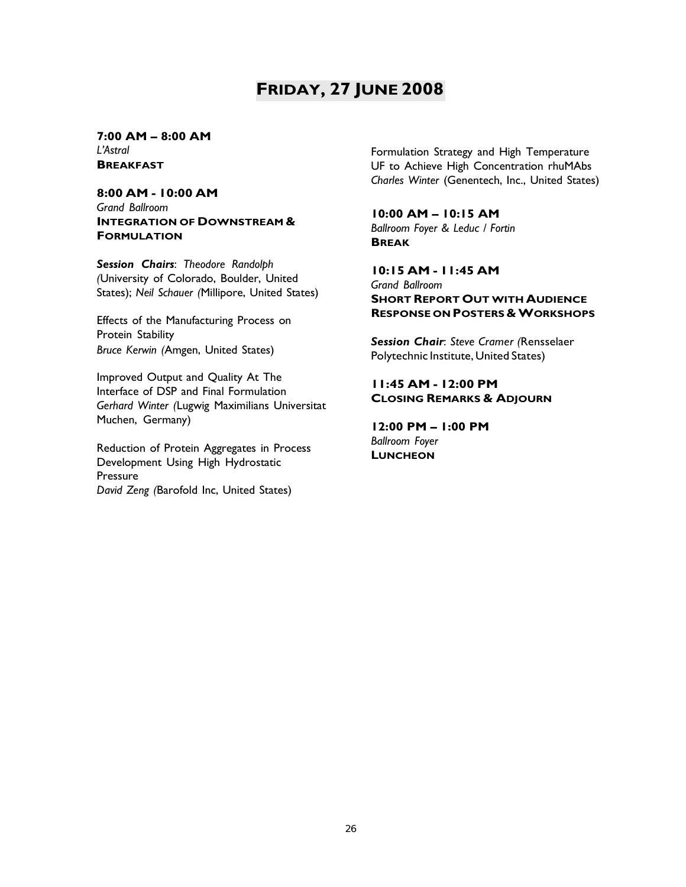# FRIDAY, 27 JUNE 2008

**7:00 AM – 8:00 AM**
*L'Astral*
**BREAKFAST**

**8:00 AM - 10:00 AM**
*Grand Ballroom*
**INTEGRATION OF DOWNSTREAM & FORMULATION**

***Session Chairs***: *Theodore Randolph (*University of Colorado, Boulder, United States); *Neil Schauer (*Millipore, United States)

Effects of the Manufacturing Process on Protein Stability
*Bruce Kerwin (*Amgen, United States)

Improved Output and Quality At The Interface of DSP and Final Formulation
*Gerhard Winter (*Lugwig Maximilians Universitat Muchen, Germany)

Reduction of Protein Aggregates in Process Development Using High Hydrostatic Pressure
*David Zeng (*Barofold Inc, United States)

Formulation Strategy and High Temperature UF to Achieve High Concentration rhuMAbs
*Charles Winter* (Genentech, Inc., United States)

**10:00 AM – 10:15 AM**
*Ballroom Foyer & Leduc / Fortin*
**BREAK**

**10:15 AM - 11:45 AM**
*Grand Ballroom*
**SHORT REPORT OUT WITH AUDIENCE RESPONSE ON POSTERS & WORKSHOPS**

***Session Chair***: *Steve Cramer (*Rensselaer Polytechnic Institute, United States)

**11:45 AM - 12:00 PM**
**CLOSING REMARKS & ADJOURN**

**12:00 PM – 1:00 PM**
*Ballroom Foyer*
**LUNCHEON**